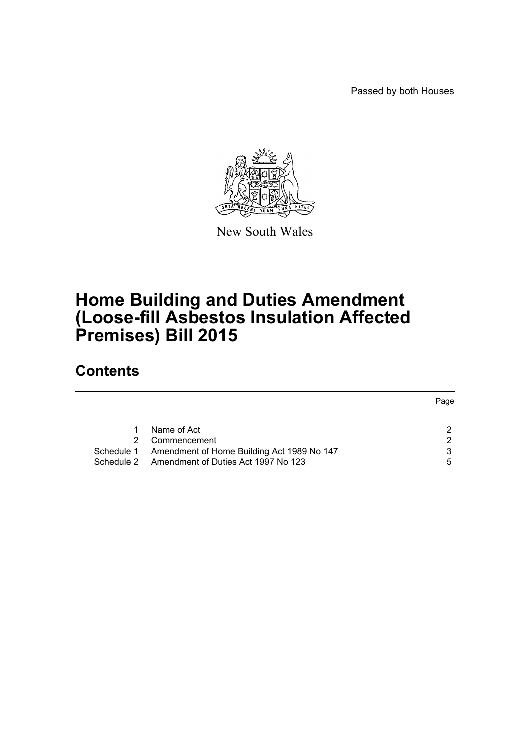Passed by both Houses

New South Wales

# Home Building and Duties Amendment (Loose-fill Asbestos Insulation Affected Premises) Bill 2015

## Contents

| | | Page |
|---|---|---|
| 1 | Name of Act | 2 |
| 2 | Commencement | 2 |
| Schedule 1 | Amendment of Home Building Act 1989 No 147 | 3 |
| Schedule 2 | Amendment of Duties Act 1997 No 123 | 5 |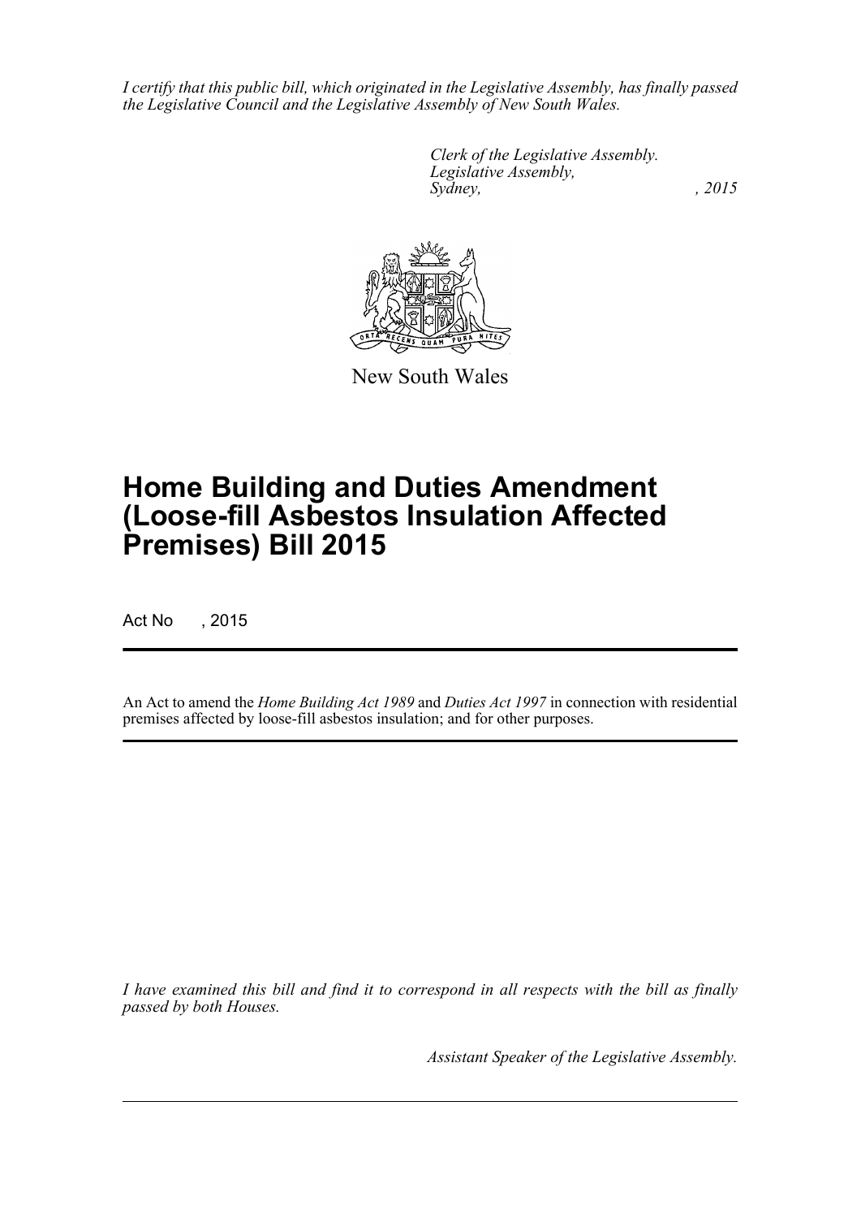*I certify that this public bill, which originated in the Legislative Assembly, has finally passed the Legislative Council and the Legislative Assembly of New South Wales.*

*Clerk of the Legislative Assembly.*
*Legislative Assembly,*
*Sydney, , 2015*

New South Wales

# Home Building and Duties Amendment (Loose-fill Asbestos Insulation Affected Premises) Bill 2015

Act No , 2015

An Act to amend the *Home Building Act 1989* and *Duties Act 1997* in connection with residential premises affected by loose-fill asbestos insulation; and for other purposes.

*I have examined this bill and find it to correspond in all respects with the bill as finally passed by both Houses.*

*Assistant Speaker of the Legislative Assembly.*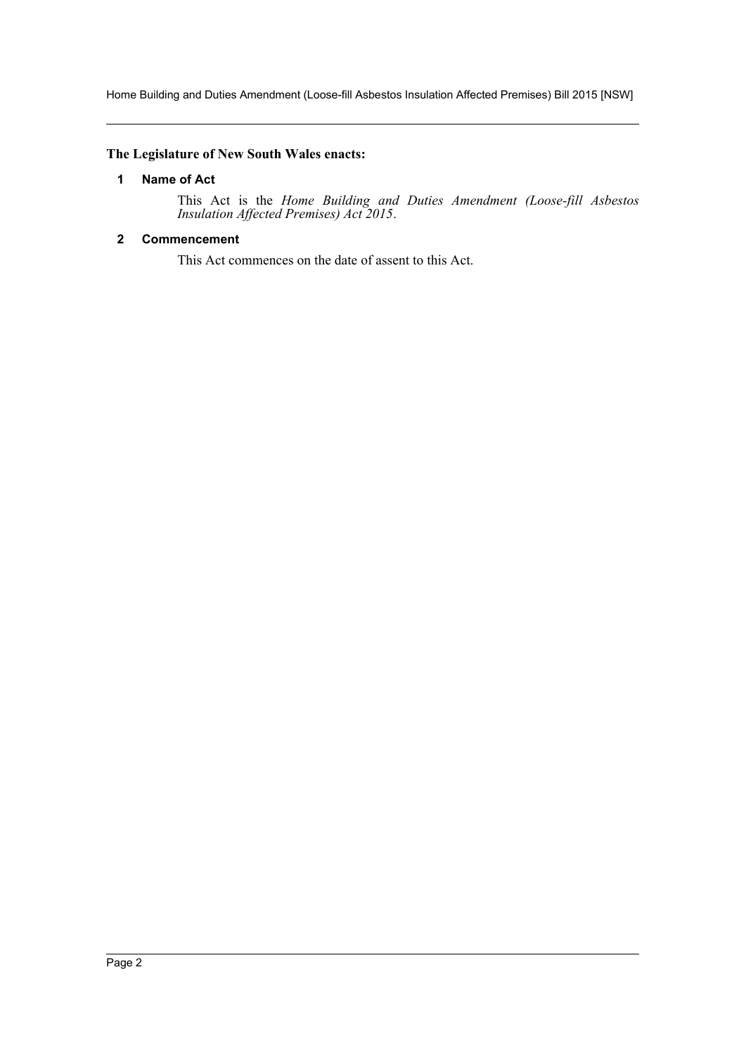**The Legislature of New South Wales enacts:**

## 1 Name of Act

This Act is the *Home Building and Duties Amendment (Loose-fill Asbestos Insulation Affected Premises) Act 2015*.

## 2 Commencement

This Act commences on the date of assent to this Act.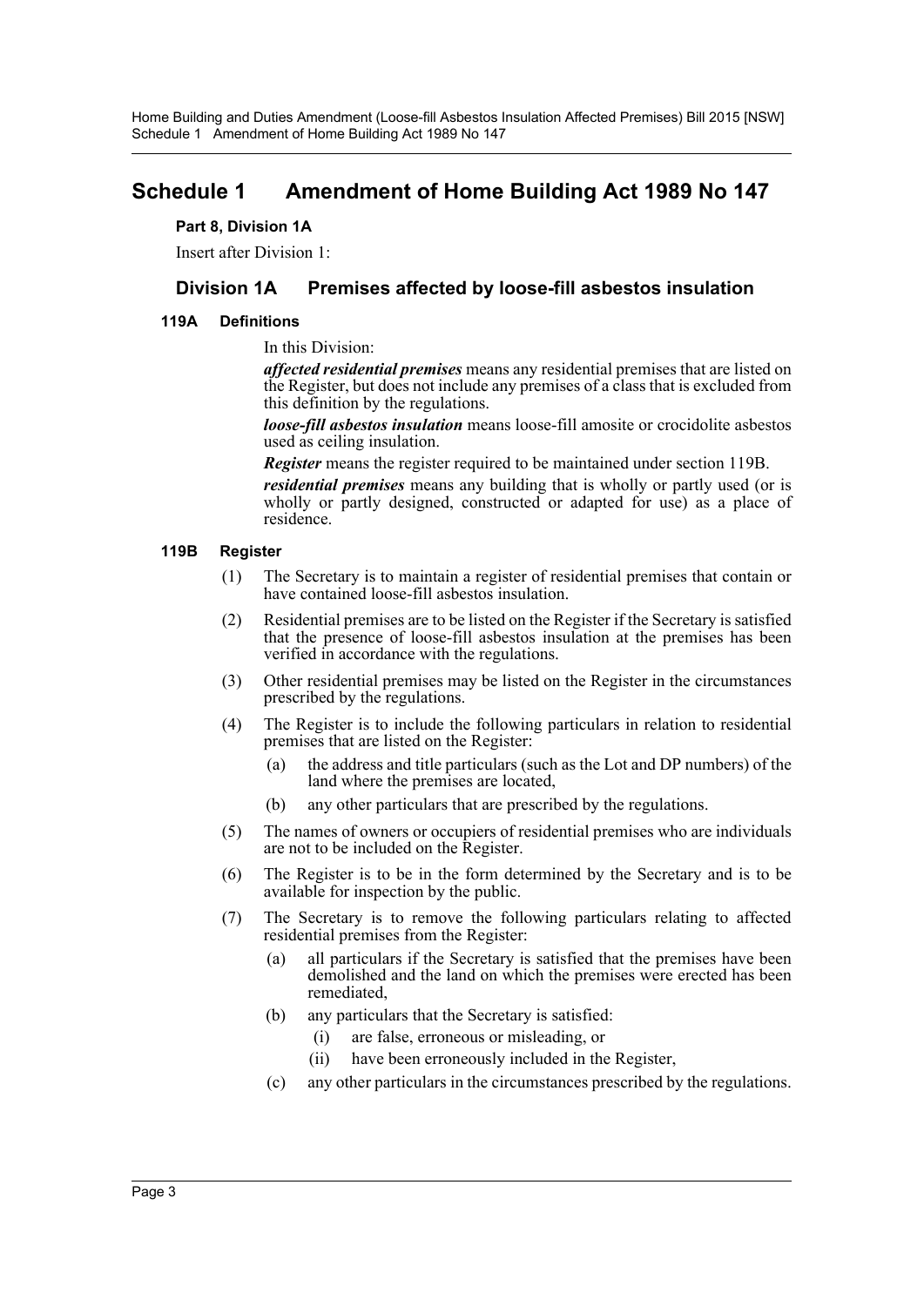# Schedule 1 Amendment of Home Building Act 1989 No 147

**Part 8, Division 1A**

Insert after Division 1:

## Division 1A Premises affected by loose-fill asbestos insulation

### 119A Definitions

In this Division:

***affected residential premises*** means any residential premises that are listed on the Register, but does not include any premises of a class that is excluded from this definition by the regulations.

***loose-fill asbestos insulation*** means loose-fill amosite or crocidolite asbestos used as ceiling insulation.

***Register*** means the register required to be maintained under section 119B.

***residential premises*** means any building that is wholly or partly used (or is wholly or partly designed, constructed or adapted for use) as a place of residence.

### 119B Register

(1) The Secretary is to maintain a register of residential premises that contain or have contained loose-fill asbestos insulation.

(2) Residential premises are to be listed on the Register if the Secretary is satisfied that the presence of loose-fill asbestos insulation at the premises has been verified in accordance with the regulations.

(3) Other residential premises may be listed on the Register in the circumstances prescribed by the regulations.

(4) The Register is to include the following particulars in relation to residential premises that are listed on the Register:

- (a) the address and title particulars (such as the Lot and DP numbers) of the land where the premises are located,
- (b) any other particulars that are prescribed by the regulations.

(5) The names of owners or occupiers of residential premises who are individuals are not to be included on the Register.

(6) The Register is to be in the form determined by the Secretary and is to be available for inspection by the public.

(7) The Secretary is to remove the following particulars relating to affected residential premises from the Register:

- (a) all particulars if the Secretary is satisfied that the premises have been demolished and the land on which the premises were erected has been remediated,
- (b) any particulars that the Secretary is satisfied:
  - (i) are false, erroneous or misleading, or
  - (ii) have been erroneously included in the Register,
- (c) any other particulars in the circumstances prescribed by the regulations.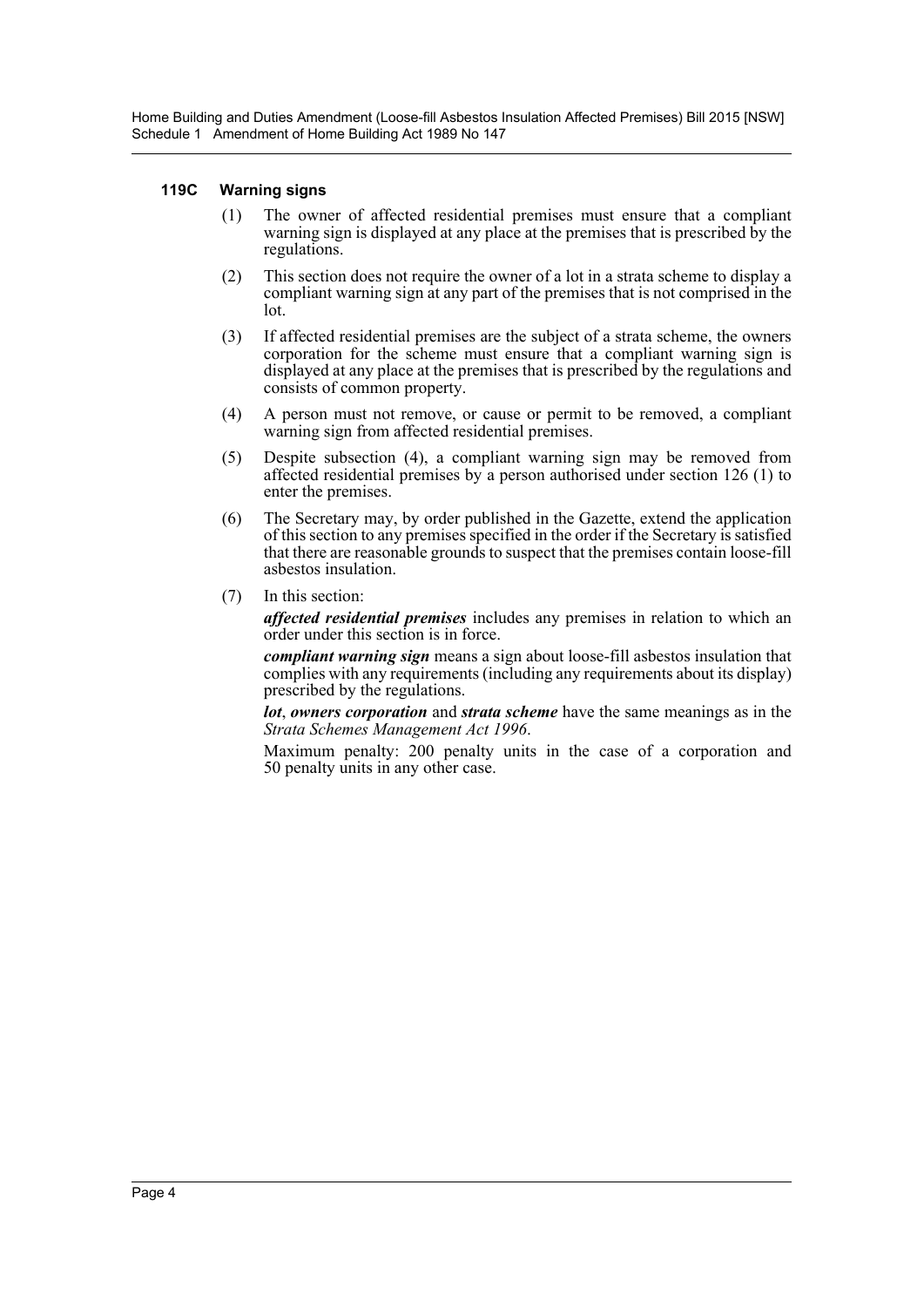#### 119C Warning signs

(1) The owner of affected residential premises must ensure that a compliant warning sign is displayed at any place at the premises that is prescribed by the regulations.

(2) This section does not require the owner of a lot in a strata scheme to display a compliant warning sign at any part of the premises that is not comprised in the lot.

(3) If affected residential premises are the subject of a strata scheme, the owners corporation for the scheme must ensure that a compliant warning sign is displayed at any place at the premises that is prescribed by the regulations and consists of common property.

(4) A person must not remove, or cause or permit to be removed, a compliant warning sign from affected residential premises.

(5) Despite subsection (4), a compliant warning sign may be removed from affected residential premises by a person authorised under section 126 (1) to enter the premises.

(6) The Secretary may, by order published in the Gazette, extend the application of this section to any premises specified in the order if the Secretary is satisfied that there are reasonable grounds to suspect that the premises contain loose-fill asbestos insulation.

(7) In this section:

***affected residential premises*** includes any premises in relation to which an order under this section is in force.

***compliant warning sign*** means a sign about loose-fill asbestos insulation that complies with any requirements (including any requirements about its display) prescribed by the regulations.

***lot***, ***owners corporation*** and ***strata scheme*** have the same meanings as in the *Strata Schemes Management Act 1996*.

Maximum penalty: 200 penalty units in the case of a corporation and 50 penalty units in any other case.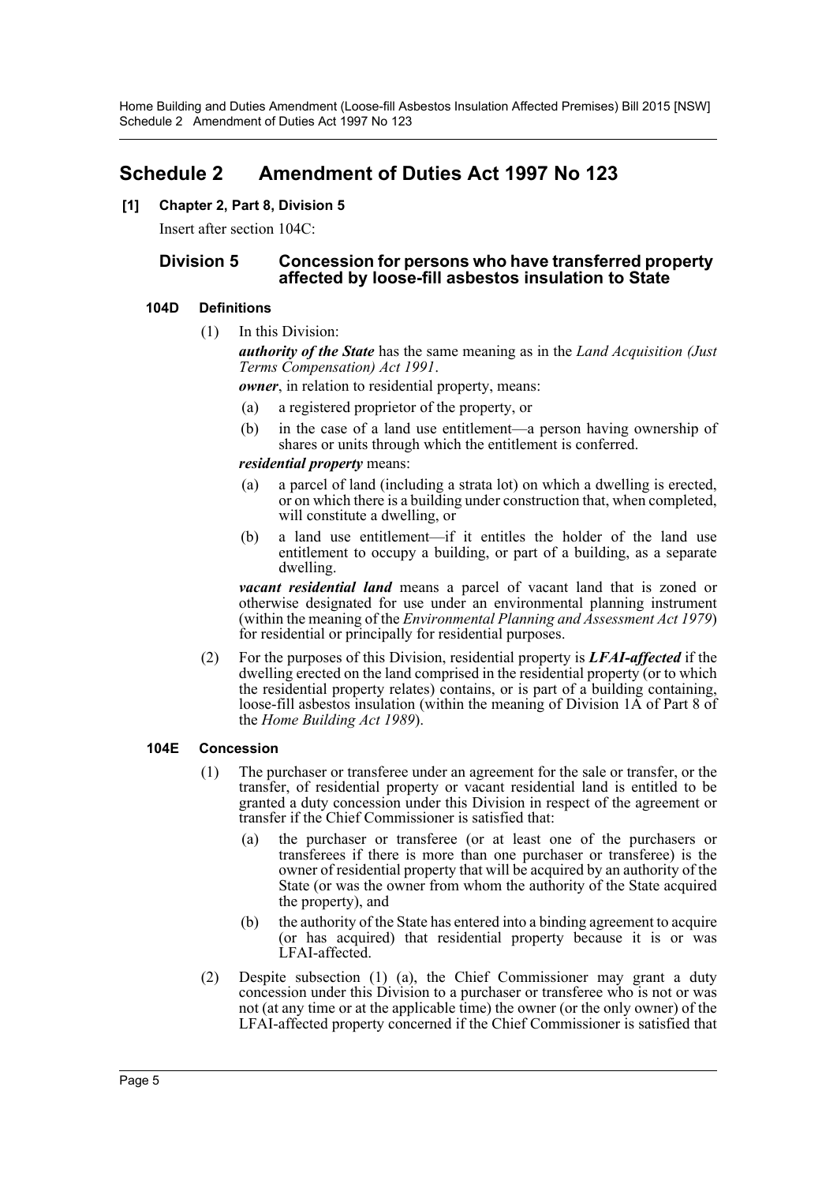# Schedule 2 Amendment of Duties Act 1997 No 123

**[1] Chapter 2, Part 8, Division 5**

Insert after section 104C:

## Division 5 Concession for persons who have transferred property affected by loose-fill asbestos insulation to State

### 104D Definitions

(1) In this Division:

***authority of the State*** has the same meaning as in the *Land Acquisition (Just Terms Compensation) Act 1991*.

***owner***, in relation to residential property, means:

- (a) a registered proprietor of the property, or
- (b) in the case of a land use entitlement—a person having ownership of shares or units through which the entitlement is conferred.

***residential property*** means:

- (a) a parcel of land (including a strata lot) on which a dwelling is erected, or on which there is a building under construction that, when completed, will constitute a dwelling, or
- (b) a land use entitlement—if it entitles the holder of the land use entitlement to occupy a building, or part of a building, as a separate dwelling.

***vacant residential land*** means a parcel of vacant land that is zoned or otherwise designated for use under an environmental planning instrument (within the meaning of the *Environmental Planning and Assessment Act 1979*) for residential or principally for residential purposes.

(2) For the purposes of this Division, residential property is ***LFAI-affected*** if the dwelling erected on the land comprised in the residential property (or to which the residential property relates) contains, or is part of a building containing, loose-fill asbestos insulation (within the meaning of Division 1A of Part 8 of the *Home Building Act 1989*).

### 104E Concession

(1) The purchaser or transferee under an agreement for the sale or transfer, or the transfer, of residential property or vacant residential land is entitled to be granted a duty concession under this Division in respect of the agreement or transfer if the Chief Commissioner is satisfied that:

- (a) the purchaser or transferee (or at least one of the purchasers or transferees if there is more than one purchaser or transferee) is the owner of residential property that will be acquired by an authority of the State (or was the owner from whom the authority of the State acquired the property), and
- (b) the authority of the State has entered into a binding agreement to acquire (or has acquired) that residential property because it is or was LFAI-affected.

(2) Despite subsection (1) (a), the Chief Commissioner may grant a duty concession under this Division to a purchaser or transferee who is not or was not (at any time or at the applicable time) the owner (or the only owner) of the LFAI-affected property concerned if the Chief Commissioner is satisfied that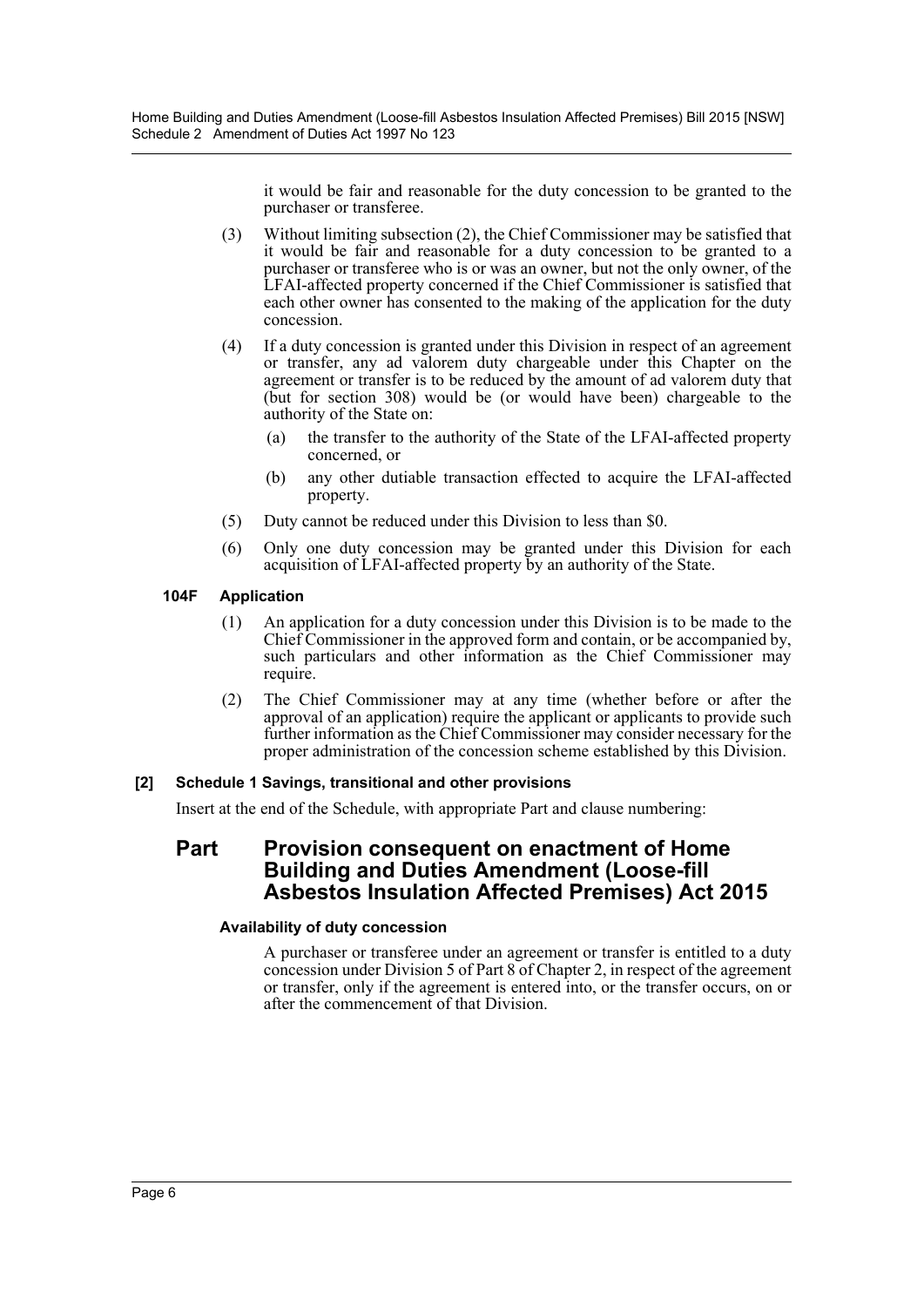it would be fair and reasonable for the duty concession to be granted to the purchaser or transferee.

(3) Without limiting subsection (2), the Chief Commissioner may be satisfied that it would be fair and reasonable for a duty concession to be granted to a purchaser or transferee who is or was an owner, but not the only owner, of the LFAI-affected property concerned if the Chief Commissioner is satisfied that each other owner has consented to the making of the application for the duty concession.

(4) If a duty concession is granted under this Division in respect of an agreement or transfer, any ad valorem duty chargeable under this Chapter on the agreement or transfer is to be reduced by the amount of ad valorem duty that (but for section 308) would be (or would have been) chargeable to the authority of the State on:

(a) the transfer to the authority of the State of the LFAI-affected property concerned, or

(b) any other dutiable transaction effected to acquire the LFAI-affected property.

(5) Duty cannot be reduced under this Division to less than $0.

(6) Only one duty concession may be granted under this Division for each acquisition of LFAI-affected property by an authority of the State.

#### 104F Application

(1) An application for a duty concession under this Division is to be made to the Chief Commissioner in the approved form and contain, or be accompanied by, such particulars and other information as the Chief Commissioner may require.

(2) The Chief Commissioner may at any time (whether before or after the approval of an application) require the applicant or applicants to provide such further information as the Chief Commissioner may consider necessary for the proper administration of the concession scheme established by this Division.

### [2] Schedule 1 Savings, transitional and other provisions

Insert at the end of the Schedule, with appropriate Part and clause numbering:

## Part Provision consequent on enactment of Home Building and Duties Amendment (Loose-fill Asbestos Insulation Affected Premises) Act 2015

#### Availability of duty concession

A purchaser or transferee under an agreement or transfer is entitled to a duty concession under Division 5 of Part 8 of Chapter 2, in respect of the agreement or transfer, only if the agreement is entered into, or the transfer occurs, on or after the commencement of that Division.